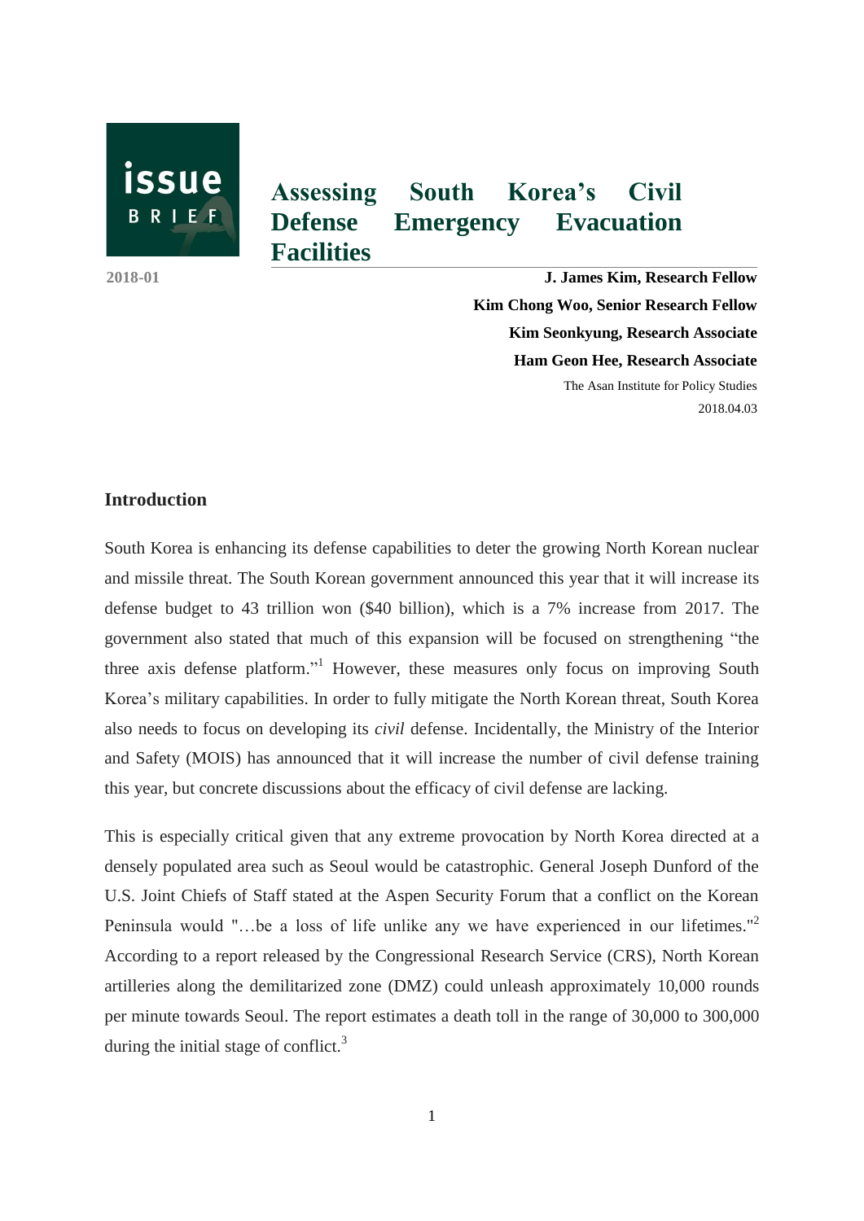issue BRIEF

2018-01

# Assessing South Korea's Civil Defense Emergency Evacuation Facilities

**J. James Kim, Research Fellow**
**Kim Chong Woo, Senior Research Fellow**
**Kim Seonkyung, Research Associate**
**Ham Geon Hee, Research Associate**
The Asan Institute for Policy Studies
2018.04.03

## Introduction

South Korea is enhancing its defense capabilities to deter the growing North Korean nuclear and missile threat. The South Korean government announced this year that it will increase its defense budget to 43 trillion won ($40 billion), which is a 7% increase from 2017. The government also stated that much of this expansion will be focused on strengthening "the three axis defense platform."[1] However, these measures only focus on improving South Korea's military capabilities. In order to fully mitigate the North Korean threat, South Korea also needs to focus on developing its *civil* defense. Incidentally, the Ministry of the Interior and Safety (MOIS) has announced that it will increase the number of civil defense training this year, but concrete discussions about the efficacy of civil defense are lacking.

This is especially critical given that any extreme provocation by North Korea directed at a densely populated area such as Seoul would be catastrophic. General Joseph Dunford of the U.S. Joint Chiefs of Staff stated at the Aspen Security Forum that a conflict on the Korean Peninsula would "…be a loss of life unlike any we have experienced in our lifetimes."[2] According to a report released by the Congressional Research Service (CRS), North Korean artilleries along the demilitarized zone (DMZ) could unleash approximately 10,000 rounds per minute towards Seoul. The report estimates a death toll in the range of 30,000 to 300,000 during the initial stage of conflict.[3]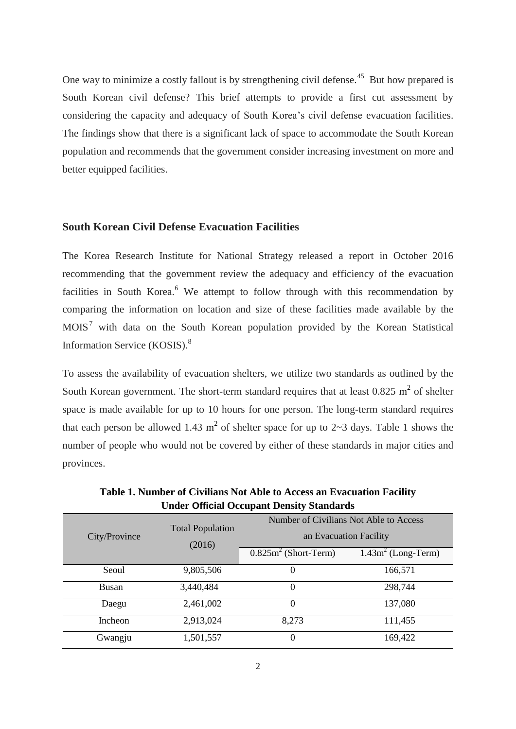One way to minimize a costly fallout is by strengthening civil defense.[45] But how prepared is South Korean civil defense? This brief attempts to provide a first cut assessment by considering the capacity and adequacy of South Korea's civil defense evacuation facilities. The findings show that there is a significant lack of space to accommodate the South Korean population and recommends that the government consider increasing investment on more and better equipped facilities.

## South Korean Civil Defense Evacuation Facilities

The Korea Research Institute for National Strategy released a report in October 2016 recommending that the government review the adequacy and efficiency of the evacuation facilities in South Korea.[6] We attempt to follow through with this recommendation by comparing the information on location and size of these facilities made available by the MOIS[7] with data on the South Korean population provided by the Korean Statistical Information Service (KOSIS).[8]

To assess the availability of evacuation shelters, we utilize two standards as outlined by the South Korean government. The short-term standard requires that at least 0.825 $m^2$ of shelter space is made available for up to 10 hours for one person. The long-term standard requires that each person be allowed 1.43 $m^2$ of shelter space for up to 2~3 days. Table 1 shows the number of people who would not be covered by either of these standards in major cities and provinces.

**Table 1. Number of Civilians Not Able to Access an Evacuation Facility Under Official Occupant Density Standards**

| City/Province | Total Population (2016) | Number of Civilians Not Able to Access an Evacuation Facility | |
|---|---|---|---|
| | | $0.825m^2$ (Short-Term) | $1.43m^2$ (Long-Term) |
| Seoul | 9,805,506 | 0 | 166,571 |
| Busan | 3,440,484 | 0 | 298,744 |
| Daegu | 2,461,002 | 0 | 137,080 |
| Incheon | 2,913,024 | 8,273 | 111,455 |
| Gwangju | 1,501,557 | 0 | 169,422 |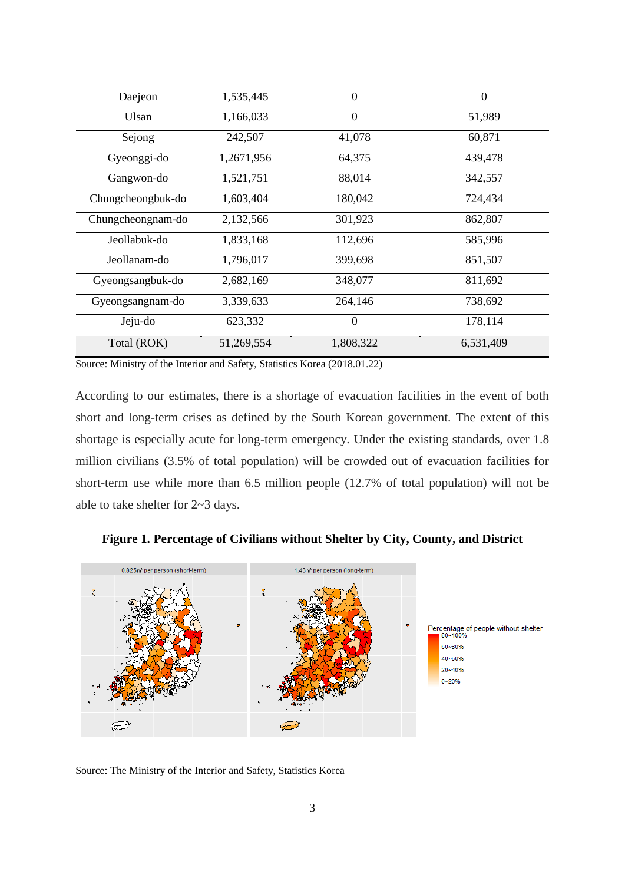| Daejeon | 1,535,445 | 0 | 0 |
|---|---|---|---|
| Ulsan | 1,166,033 | 0 | 51,989 |
| Sejong | 242,507 | 41,078 | 60,871 |
| Gyeonggi-do | 1,2671,956 | 64,375 | 439,478 |
| Gangwon-do | 1,521,751 | 88,014 | 342,557 |
| Chungcheongbuk-do | 1,603,404 | 180,042 | 724,434 |
| Chungcheongnam-do | 2,132,566 | 301,923 | 862,807 |
| Jeollabuk-do | 1,833,168 | 112,696 | 585,996 |
| Jeollanam-do | 1,796,017 | 399,698 | 851,507 |
| Gyeongsangbuk-do | 2,682,169 | 348,077 | 811,692 |
| Gyeongsangnam-do | 3,339,633 | 264,146 | 738,692 |
| Jeju-do | 623,332 | 0 | 178,114 |
| Total (ROK) | 51,269,554 | 1,808,322 | 6,531,409 |

Source: Ministry of the Interior and Safety, Statistics Korea (2018.01.22)

According to our estimates, there is a shortage of evacuation facilities in the event of both short and long-term crises as defined by the South Korean government. The extent of this shortage is especially acute for long-term emergency. Under the existing standards, over 1.8 million civilians (3.5% of total population) will be crowded out of evacuation facilities for short-term use while more than 6.5 million people (12.7% of total population) will not be able to take shelter for 2~3 days.

**Figure 1. Percentage of Civilians without Shelter by City, County, and District**

Source: The Ministry of the Interior and Safety, Statistics Korea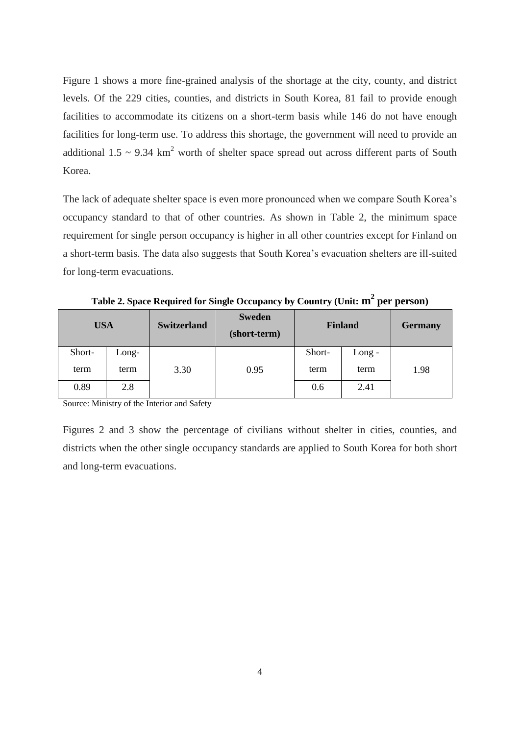Figure 1 shows a more fine-grained analysis of the shortage at the city, county, and district levels. Of the 229 cities, counties, and districts in South Korea, 81 fail to provide enough facilities to accommodate its citizens on a short-term basis while 146 do not have enough facilities for long-term use. To address this shortage, the government will need to provide an additional 1.5 ~ 9.34 $km^2$ worth of shelter space spread out across different parts of South Korea.

The lack of adequate shelter space is even more pronounced when we compare South Korea's occupancy standard to that of other countries. As shown in Table 2, the minimum space requirement for single person occupancy is higher in all other countries except for Finland on a short-term basis. The data also suggests that South Korea's evacuation shelters are ill-suited for long-term evacuations.

**Table 2. Space Required for Single Occupancy by Country (Unit: $m^2$ per person)**

| USA | | Switzerland | Sweden (short-term) | Finland | | Germany |
|---|---|---|---|---|---|---|
| Short-term | Long-term | 3.30 | 0.95 | Short-term | Long - term | 1.98 |
| 0.89 | 2.8 | | | 0.6 | 2.41 | |

Source: Ministry of the Interior and Safety

Figures 2 and 3 show the percentage of civilians without shelter in cities, counties, and districts when the other single occupancy standards are applied to South Korea for both short and long-term evacuations.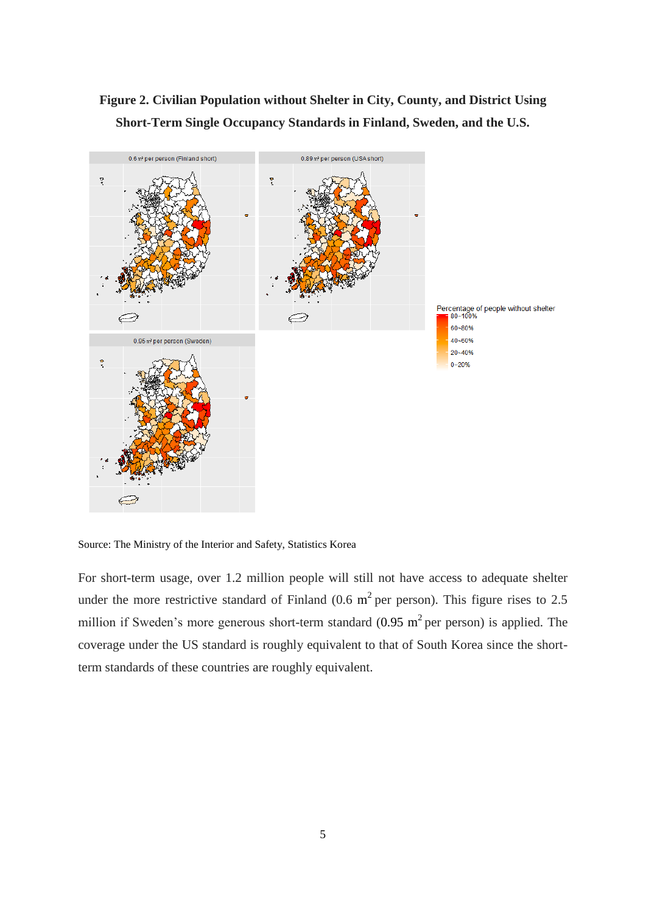**Figure 2. Civilian Population without Shelter in City, County, and District Using Short-Term Single Occupancy Standards in Finland, Sweden, and the U.S.**

Source: The Ministry of the Interior and Safety, Statistics Korea

For short-term usage, over 1.2 million people will still not have access to adequate shelter under the more restrictive standard of Finland (0.6 $m^2$ per person). This figure rises to 2.5 million if Sweden's more generous short-term standard (0.95 $m^2$ per person) is applied. The coverage under the US standard is roughly equivalent to that of South Korea since the short-term standards of these countries are roughly equivalent.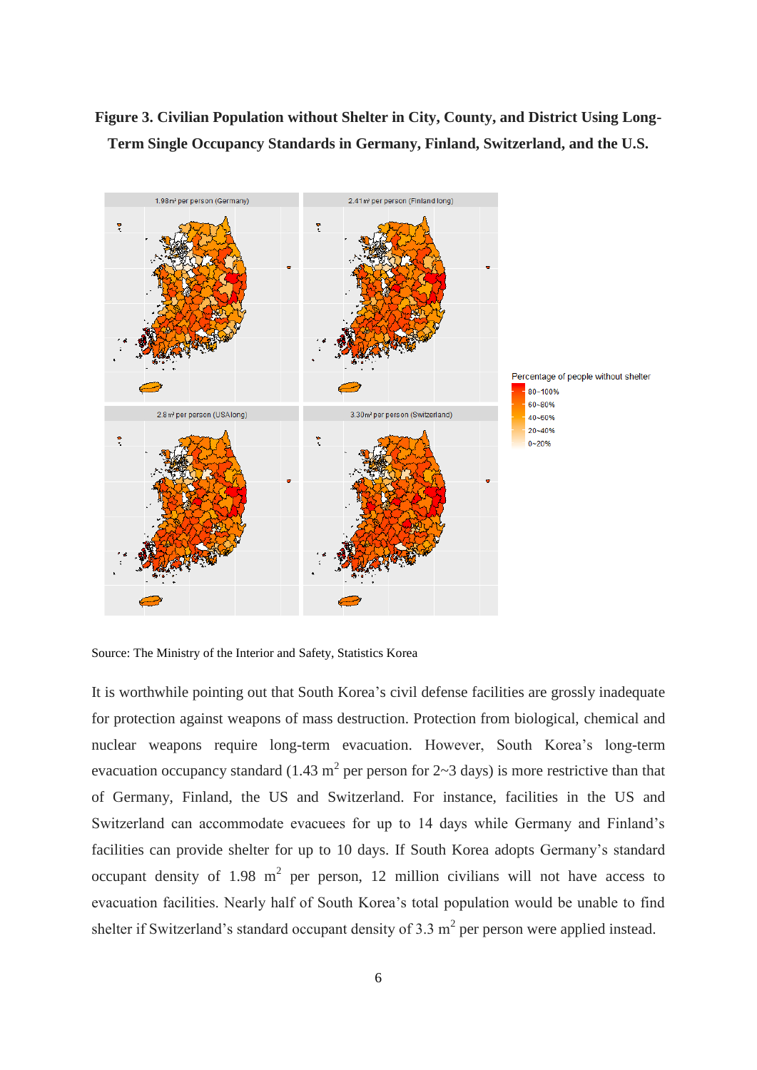**Figure 3. Civilian Population without Shelter in City, County, and District Using Long-Term Single Occupancy Standards in Germany, Finland, Switzerland, and the U.S.**

Source: The Ministry of the Interior and Safety, Statistics Korea

It is worthwhile pointing out that South Korea's civil defense facilities are grossly inadequate for protection against weapons of mass destruction. Protection from biological, chemical and nuclear weapons require long-term evacuation. However, South Korea's long-term evacuation occupancy standard (1.43 $m^2$ per person for 2~3 days) is more restrictive than that of Germany, Finland, the US and Switzerland. For instance, facilities in the US and Switzerland can accommodate evacuees for up to 14 days while Germany and Finland's facilities can provide shelter for up to 10 days. If South Korea adopts Germany's standard occupant density of 1.98 $m^2$ per person, 12 million civilians will not have access to evacuation facilities. Nearly half of South Korea's total population would be unable to find shelter if Switzerland's standard occupant density of 3.3 $m^2$ per person were applied instead.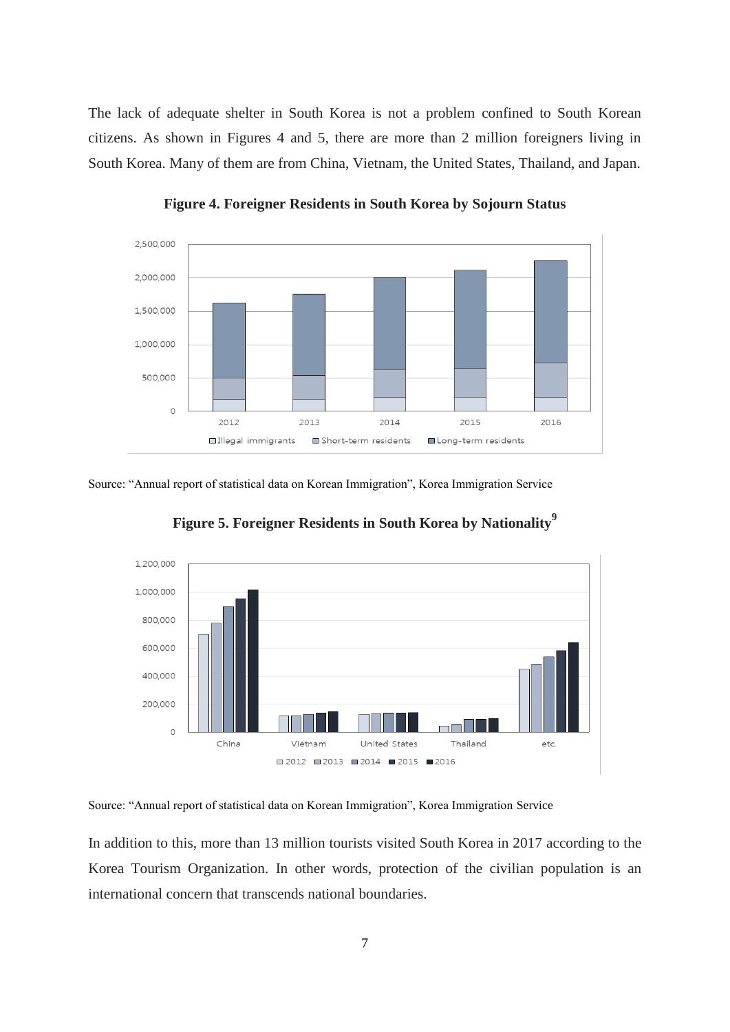The lack of adequate shelter in South Korea is not a problem confined to South Korean citizens. As shown in Figures 4 and 5, there are more than 2 million foreigners living in South Korea. Many of them are from China, Vietnam, the United States, Thailand, and Japan.

**Figure 4. Foreigner Residents in South Korea by Sojourn Status**

Source: "Annual report of statistical data on Korean Immigration", Korea Immigration Service

**Figure 5. Foreigner Residents in South Korea by Nationality[9]**

Source: "Annual report of statistical data on Korean Immigration", Korea Immigration Service

In addition to this, more than 13 million tourists visited South Korea in 2017 according to the Korea Tourism Organization. In other words, protection of the civilian population is an international concern that transcends national boundaries.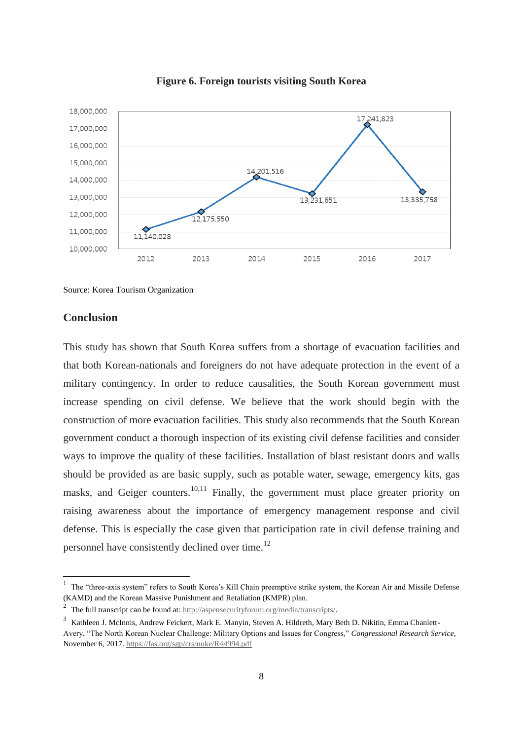**Figure 6. Foreign tourists visiting South Korea**

| Year | Foreign tourists |
|---|---|
| 2012 | 11,140,028 |
| 2013 | 12,175,550 |
| 2014 | 14,201,516 |
| 2015 | 13,231,651 |
| 2016 | 17,241,823 |
| 2017 | 13,335,758 |

Source: Korea Tourism Organization

## Conclusion

This study has shown that South Korea suffers from a shortage of evacuation facilities and that both Korean-nationals and foreigners do not have adequate protection in the event of a military contingency. In order to reduce causalities, the South Korean government must increase spending on civil defense. We believe that the work should begin with the construction of more evacuation facilities. This study also recommends that the South Korean government conduct a thorough inspection of its existing civil defense facilities and consider ways to improve the quality of these facilities. Installation of blast resistant doors and walls should be provided as are basic supply, such as potable water, sewage, emergency kits, gas masks, and Geiger counters.[10,11] Finally, the government must place greater priority on raising awareness about the importance of emergency management response and civil defense. This is especially the case given that participation rate in civil defense training and personnel have consistently declined over time.[12]

---

[1] The "three-axis system" refers to South Korea's Kill Chain preemptive strike system, the Korean Air and Missile Defense (KAMD) and the Korean Massive Punishment and Retaliation (KMPR) plan.

[2] The full transcript can be found at: http://aspensecurityforum.org/media/transcripts/.

[3] Kathleen J. McInnis, Andrew Feickert, Mark E. Manyin, Steven A. Hildreth, Mary Beth D. Nikitin, Emma Chanlett-Avery, "The North Korean Nuclear Challenge: Military Options and Issues for Congress," *Congressional Research Service*, November 6, 2017. https://fas.org/sgp/crs/nuke/R44994.pdf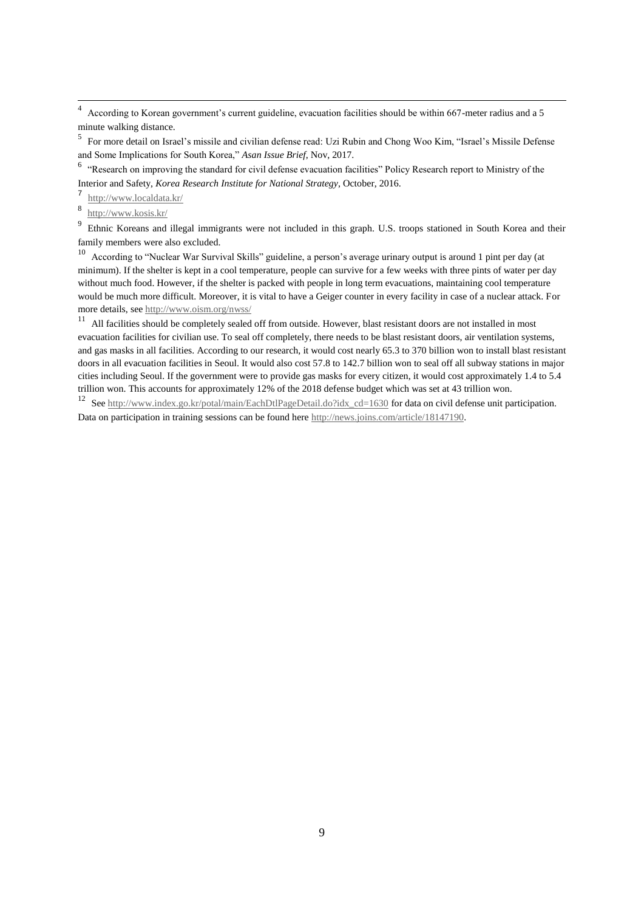[4] According to Korean government's current guideline, evacuation facilities should be within 667-meter radius and a 5 minute walking distance.

[5] For more detail on Israel's missile and civilian defense read: Uzi Rubin and Chong Woo Kim, "Israel's Missile Defense and Some Implications for South Korea," *Asan Issue Brief*, Nov, 2017.

[6] "Research on improving the standard for civil defense evacuation facilities" Policy Research report to Ministry of the Interior and Safety, *Korea Research Institute for National Strategy*, October, 2016.

[7] http://www.localdata.kr/

[8] http://www.kosis.kr/

[9] Ethnic Koreans and illegal immigrants were not included in this graph. U.S. troops stationed in South Korea and their family members were also excluded.

[10] According to "Nuclear War Survival Skills" guideline, a person's average urinary output is around 1 pint per day (at minimum). If the shelter is kept in a cool temperature, people can survive for a few weeks with three pints of water per day without much food. However, if the shelter is packed with people in long term evacuations, maintaining cool temperature would be much more difficult. Moreover, it is vital to have a Geiger counter in every facility in case of a nuclear attack. For more details, see http://www.oism.org/nwss/

[11] All facilities should be completely sealed off from outside. However, blast resistant doors are not installed in most evacuation facilities for civilian use. To seal off completely, there needs to be blast resistant doors, air ventilation systems, and gas masks in all facilities. According to our research, it would cost nearly 65.3 to 370 billion won to install blast resistant doors in all evacuation facilities in Seoul. It would also cost 57.8 to 142.7 billion won to seal off all subway stations in major cities including Seoul. If the government were to provide gas masks for every citizen, it would cost approximately 1.4 to 5.4 trillion won. This accounts for approximately 12% of the 2018 defense budget which was set at 43 trillion won.

[12] See http://www.index.go.kr/potal/main/EachDtlPageDetail.do?idx_cd=1630 for data on civil defense unit participation. Data on participation in training sessions can be found here http://news.joins.com/article/18147190.